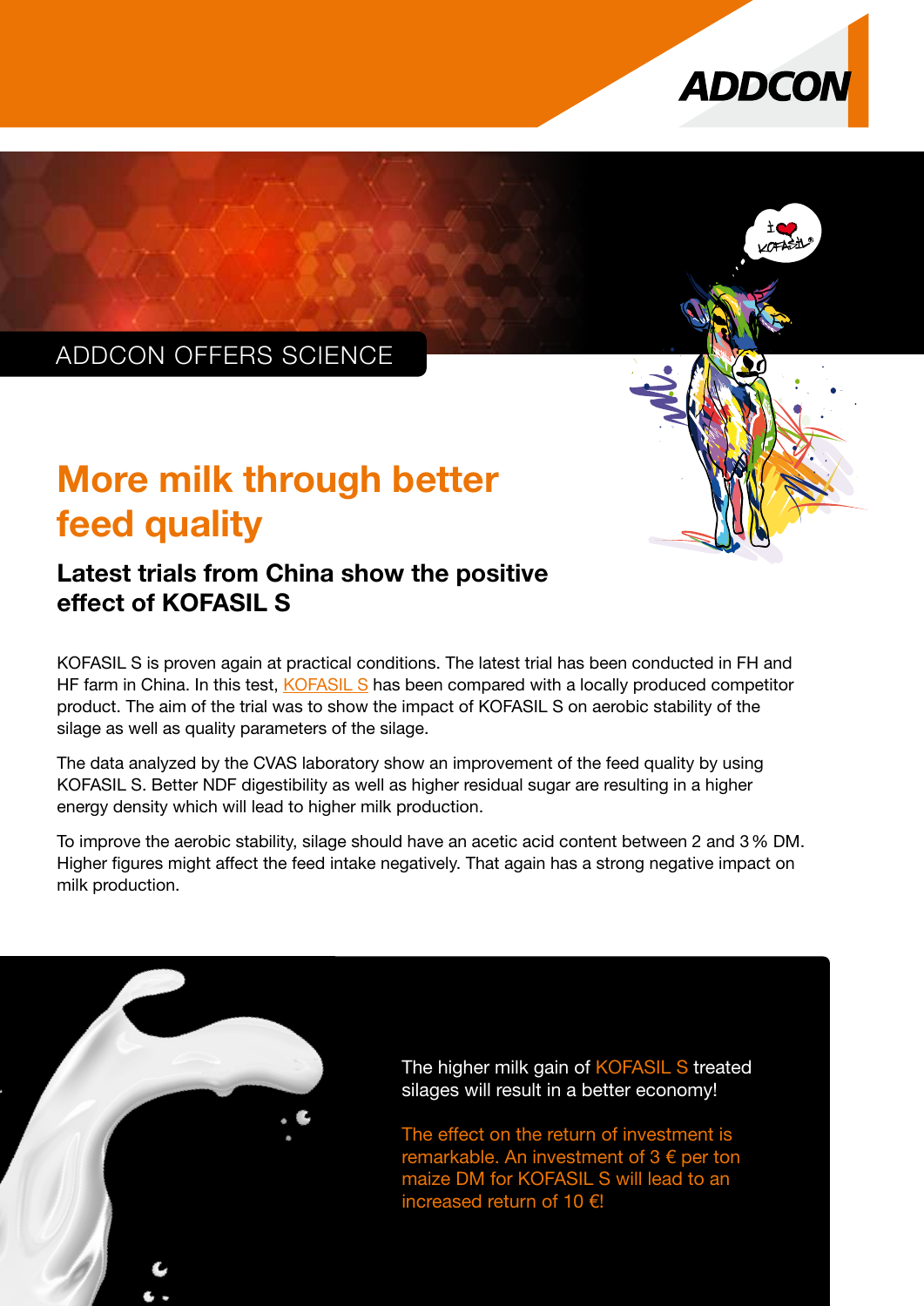ADDCON OFFERS SCIENCE

# More milk through better feed quality

## Latest trials from China show the positive effect of KOFASIL S

KOFASIL S is proven again at practical conditions. The latest trial has been conducted in FH and HF farm in China. In this test, KOFASIL S has been compared with a locally produced competitor product. The aim of the trial was to show the impact of KOFASIL S on aerobic stability of the silage as well as quality parameters of the silage.

The data analyzed by the CVAS laboratory show an improvement of the feed quality by using KOFASIL S. Better NDF digestibility as well as higher residual sugar are resulting in a higher energy density which will lead to higher milk production.

To improve the aerobic stability, silage should have an acetic acid content between 2 and 3 % DM. Higher figures might affect the feed intake negatively. That again has a strong negative impact on milk production.

The higher milk gain of KOFASIL S treated silages will result in a better economy!

The effect on the return of investment is remarkable. An investment of 3 € per ton maize DM for KOFASIL S will lead to an increased return of 10 €!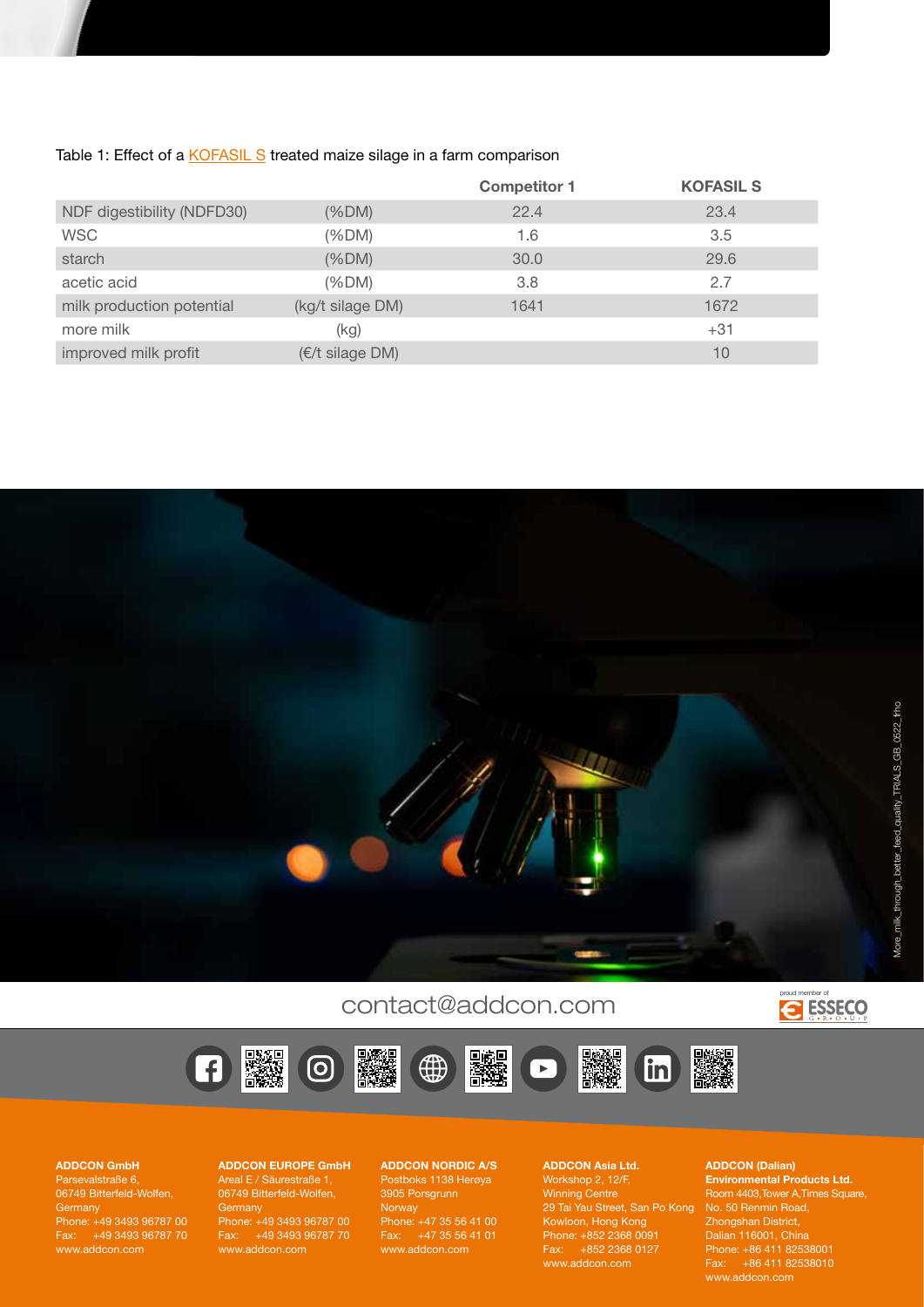Table 1: Effect of a KOFASIL S treated maize silage in a farm comparison

| | | Competitor 1 | KOFASIL S |
|---|---|---|---|
| NDF digestibility (NDFD30) | (%DM) | 22.4 | 23.4 |
| WSC | (%DM) | 1.6 | 3.5 |
| starch | (%DM) | 30.0 | 29.6 |
| acetic acid | (%DM) | 3.8 | 2.7 |
| milk production potential | (kg/t silage DM) | 1641 | 1672 |
| more milk | (kg) | | +31 |
| improved milk profit | (€/t silage DM) | | 10 |

More_milk_through_better_feed_quality_TRIALS_GB_0522_tmo

contact@addcon.com

proud member of ESSECO GROUP

**ADDCON GmbH**
Parsevalstraße 6,
06749 Bitterfeld-Wolfen,
Germany
Phone: +49 3493 96787 00
Fax: +49 3493 96787 70
www.addcon.com

**ADDCON EUROPE GmbH**
Areal E / Säurestraße 1,
06749 Bitterfeld-Wolfen,
Germany
Phone: +49 3493 96787 00
Fax: +49 3493 96787 70
www.addcon.com

**ADDCON NORDIC A/S**
Postboks 1138 Herøya
3905 Porsgrunn
Norway
Phone: +47 35 56 41 00
Fax: +47 35 56 41 01
www.addcon.com

**ADDCON Asia Ltd.**
Workshop 2, 12/F,
Winning Centre
29 Tai Yau Street, San Po Kong
Kowloon, Hong Kong
Phone: +852 2368 0091
Fax: +852 2368 0127
www.addcon.com

**ADDCON (Dalian) Environmental Products Ltd.**
Room 4403,Tower A,Times Square,
No. 50 Renmin Road,
Zhongshan District,
Dalian 116001, China
Phone: +86 411 82538001
Fax: +86 411 82538010
www.addcon.com